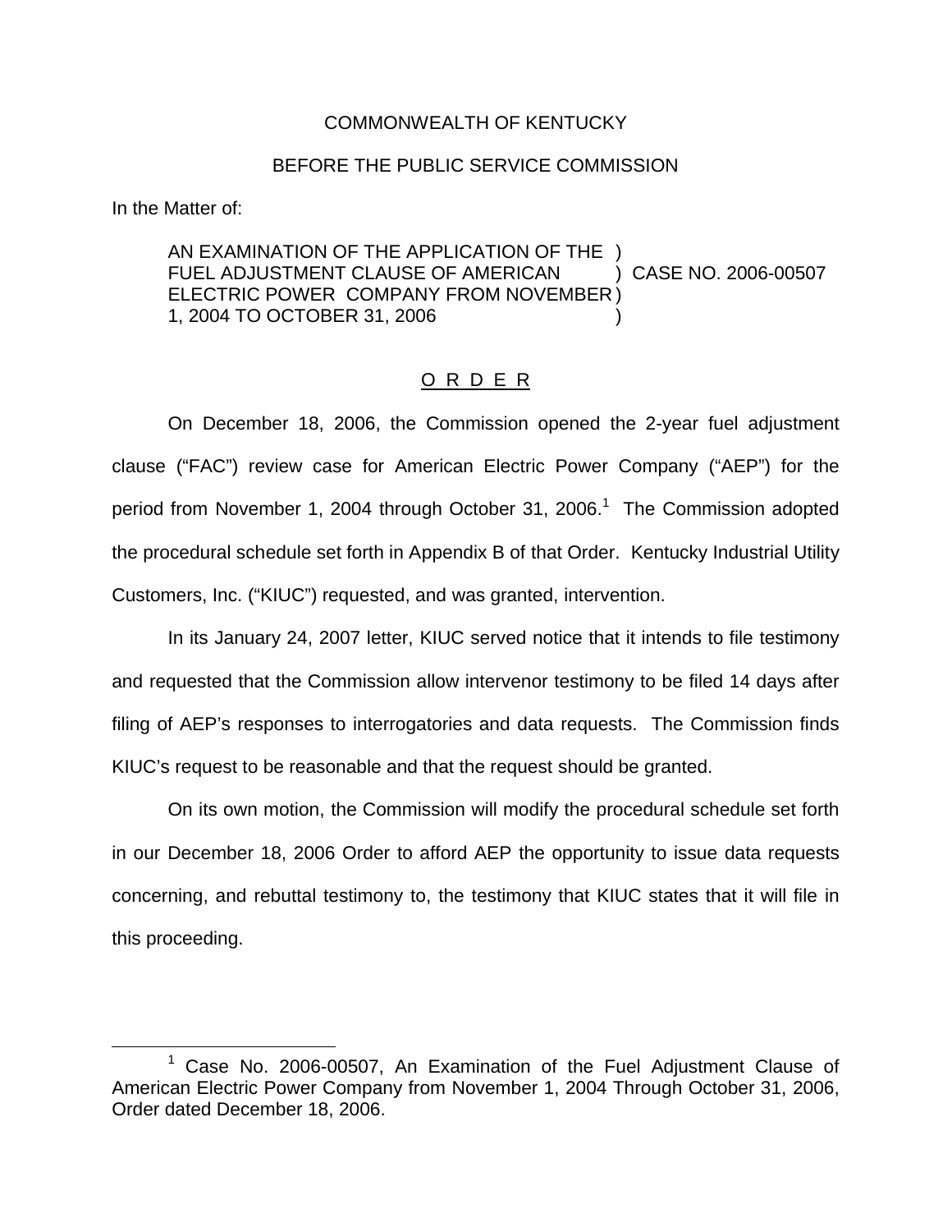COMMONWEALTH OF KENTUCKY

BEFORE THE PUBLIC SERVICE COMMISSION

In the Matter of:

AN EXAMINATION OF THE APPLICATION OF THE FUEL ADJUSTMENT CLAUSE OF AMERICAN ELECTRIC POWER COMPANY FROM NOVEMBER 1, 2004 TO OCTOBER 31, 2006 ) CASE NO. 2006-00507

O R D E R

On December 18, 2006, the Commission opened the 2-year fuel adjustment clause ("FAC") review case for American Electric Power Company ("AEP") for the period from November 1, 2004 through October 31, 2006.[1] The Commission adopted the procedural schedule set forth in Appendix B of that Order. Kentucky Industrial Utility Customers, Inc. ("KIUC") requested, and was granted, intervention.

In its January 24, 2007 letter, KIUC served notice that it intends to file testimony and requested that the Commission allow intervenor testimony to be filed 14 days after filing of AEP's responses to interrogatories and data requests. The Commission finds KIUC's request to be reasonable and that the request should be granted.

On its own motion, the Commission will modify the procedural schedule set forth in our December 18, 2006 Order to afford AEP the opportunity to issue data requests concerning, and rebuttal testimony to, the testimony that KIUC states that it will file in this proceeding.

[1] Case No. 2006-00507, An Examination of the Fuel Adjustment Clause of American Electric Power Company from November 1, 2004 Through October 31, 2006, Order dated December 18, 2006.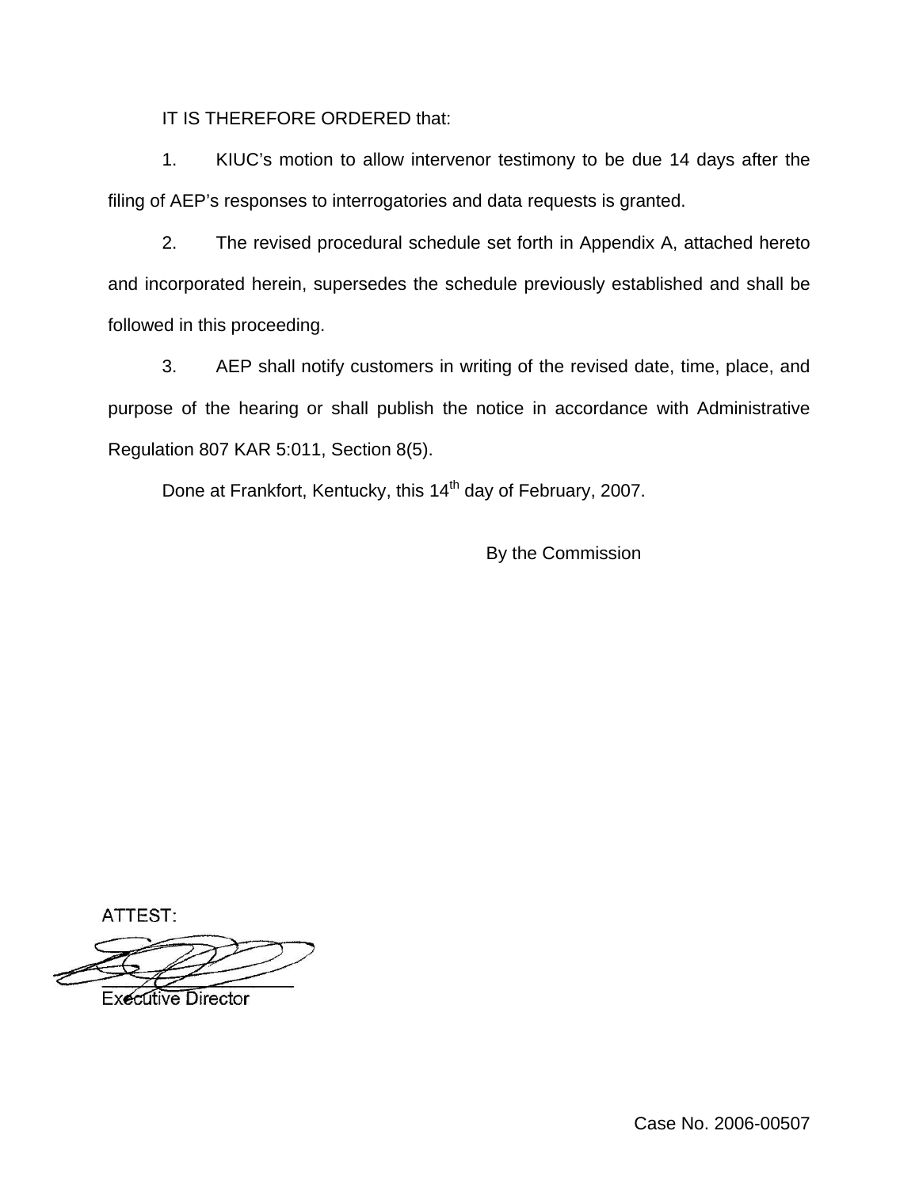IT IS THEREFORE ORDERED that:

1. KIUC's motion to allow intervenor testimony to be due 14 days after the filing of AEP's responses to interrogatories and data requests is granted.

2. The revised procedural schedule set forth in Appendix A, attached hereto and incorporated herein, supersedes the schedule previously established and shall be followed in this proceeding.

3. AEP shall notify customers in writing of the revised date, time, place, and purpose of the hearing or shall publish the notice in accordance with Administrative Regulation 807 KAR 5:011, Section 8(5).

Done at Frankfort, Kentucky, this 14th day of February, 2007.

By the Commission

ATTEST:

Executive Director

Case No. 2006-00507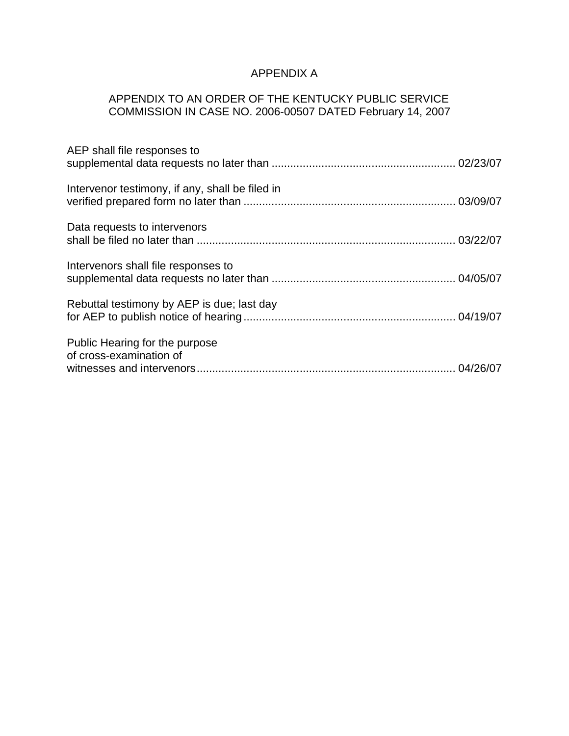APPENDIX A

APPENDIX TO AN ORDER OF THE KENTUCKY PUBLIC SERVICE COMMISSION IN CASE NO. 2006-00507 DATED February 14, 2007

AEP shall file responses to
supplemental data requests no later than .......................................................... 02/23/07

Intervenor testimony, if any, shall be filed in
verified prepared form no later than ................................................................... 03/09/07

Data requests to intervenors
shall be filed no later than .................................................................................. 03/22/07

Intervenors shall file responses to
supplemental data requests no later than .......................................................... 04/05/07

Rebuttal testimony by AEP is due; last day
for AEP to publish notice of hearing................................................................... 04/19/07

Public Hearing for the purpose
of cross-examination of
witnesses and intervenors.................................................................................. 04/26/07